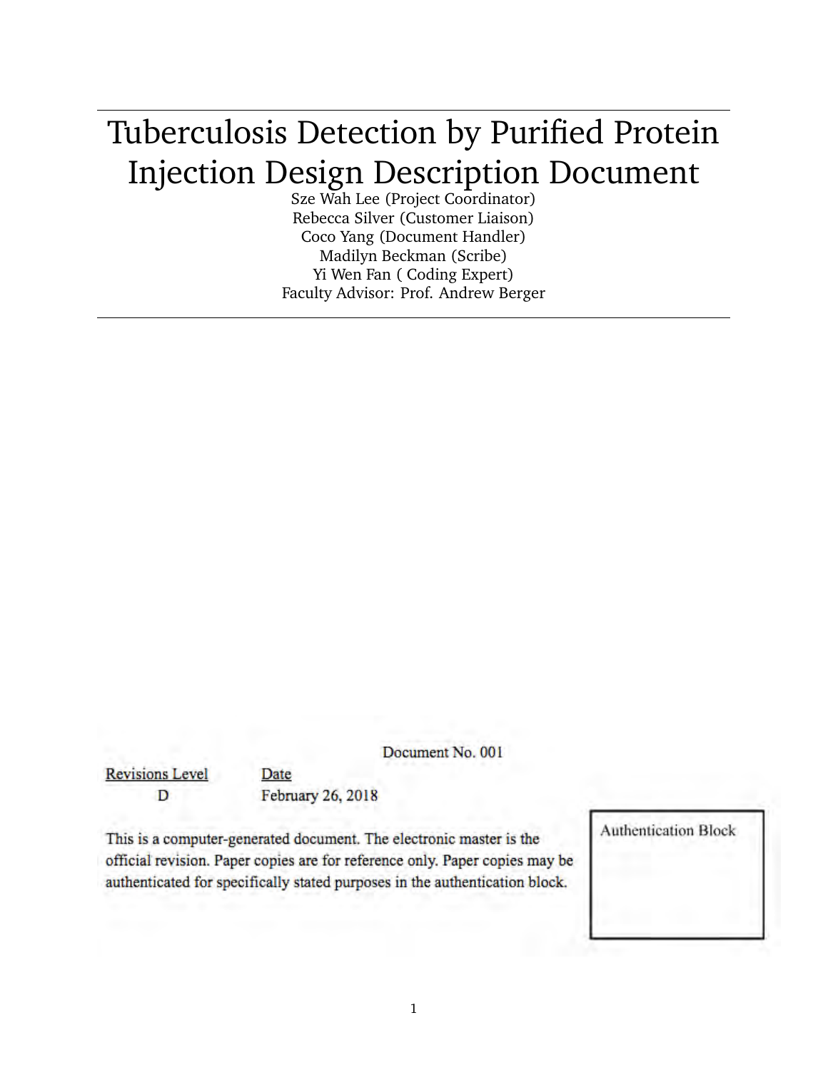# Tuberculosis Detection by Purified Protein Injection Design Description Document

Sze Wah Lee (Project Coordinator)
Rebecca Silver (Customer Liaison)
Coco Yang (Document Handler)
Madilyn Beckman (Scribe)
Yi Wen Fan ( Coding Expert)
Faculty Advisor: Prof. Andrew Berger

Document No. 001

| Revisions Level | Date |
|---|---|
| D | February 26, 2018 |

This is a computer-generated document. The electronic master is the official revision. Paper copies are for reference only. Paper copies may be authenticated for specifically stated purposes in the authentication block.

Authentication Block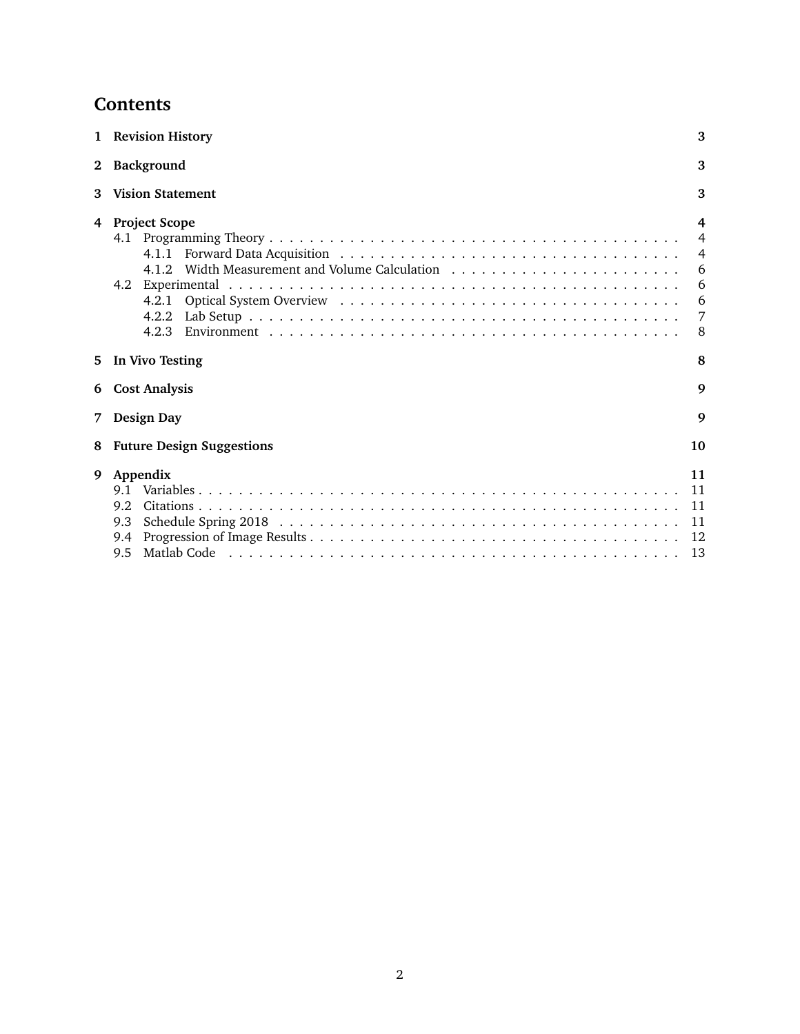# Contents

- **1 Revision History** — 3
- **2 Background** — 3
- **3 Vision Statement** — 3
- **4 Project Scope** — 4
  - 4.1 Programming Theory — 4
    - 4.1.1 Forward Data Acquisition — 4
    - 4.1.2 Width Measurement and Volume Calculation — 6
  - 4.2 Experimental — 6
    - 4.2.1 Optical System Overview — 6
    - 4.2.2 Lab Setup — 7
    - 4.2.3 Environment — 8
- **5 In Vivo Testing** — 8
- **6 Cost Analysis** — 9
- **7 Design Day** — 9
- **8 Future Design Suggestions** — 10
- **9 Appendix** — 11
  - 9.1 Variables — 11
  - 9.2 Citations — 11
  - 9.3 Schedule Spring 2018 — 11
  - 9.4 Progression of Image Results — 12
  - 9.5 Matlab Code — 13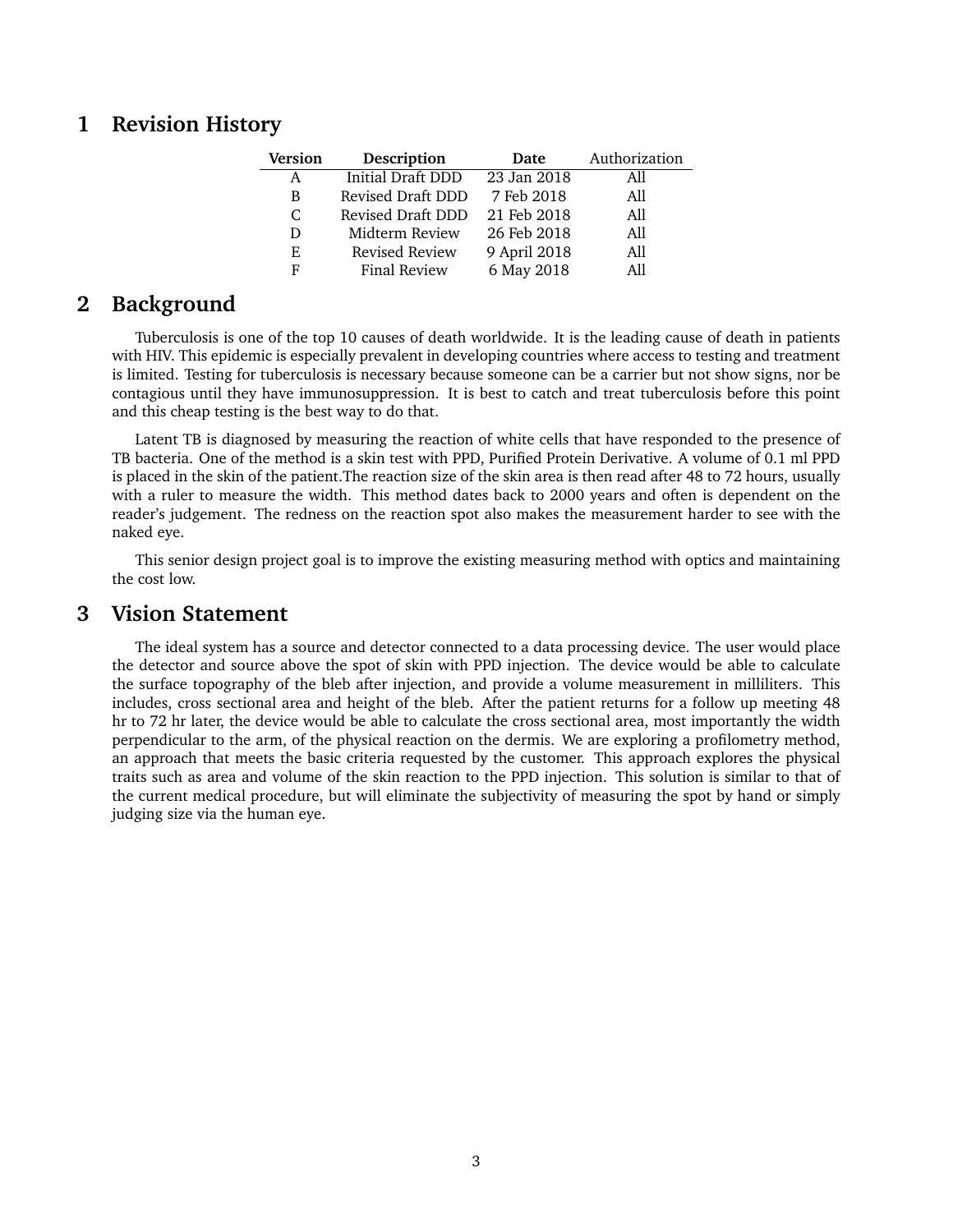## 1 Revision History

| **Version** | **Description** | **Date** | Authorization |
|---|---|---|---|
| A | Initial Draft DDD | 23 Jan 2018 | All |
| B | Revised Draft DDD | 7 Feb 2018 | All |
| C | Revised Draft DDD | 21 Feb 2018 | All |
| D | Midterm Review | 26 Feb 2018 | All |
| E | Revised Review | 9 April 2018 | All |
| F | Final Review | 6 May 2018 | All |

## 2 Background

Tuberculosis is one of the top 10 causes of death worldwide. It is the leading cause of death in patients with HIV. This epidemic is especially prevalent in developing countries where access to testing and treatment is limited. Testing for tuberculosis is necessary because someone can be a carrier but not show signs, nor be contagious until they have immunosuppression. It is best to catch and treat tuberculosis before this point and this cheap testing is the best way to do that.

Latent TB is diagnosed by measuring the reaction of white cells that have responded to the presence of TB bacteria. One of the method is a skin test with PPD, Purified Protein Derivative. A volume of 0.1 ml PPD is placed in the skin of the patient.The reaction size of the skin area is then read after 48 to 72 hours, usually with a ruler to measure the width. This method dates back to 2000 years and often is dependent on the reader's judgement. The redness on the reaction spot also makes the measurement harder to see with the naked eye.

This senior design project goal is to improve the existing measuring method with optics and maintaining the cost low.

## 3 Vision Statement

The ideal system has a source and detector connected to a data processing device. The user would place the detector and source above the spot of skin with PPD injection. The device would be able to calculate the surface topography of the bleb after injection, and provide a volume measurement in milliliters. This includes, cross sectional area and height of the bleb. After the patient returns for a follow up meeting 48 hr to 72 hr later, the device would be able to calculate the cross sectional area, most importantly the width perpendicular to the arm, of the physical reaction on the dermis. We are exploring a profilometry method, an approach that meets the basic criteria requested by the customer. This approach explores the physical traits such as area and volume of the skin reaction to the PPD injection. This solution is similar to that of the current medical procedure, but will eliminate the subjectivity of measuring the spot by hand or simply judging size via the human eye.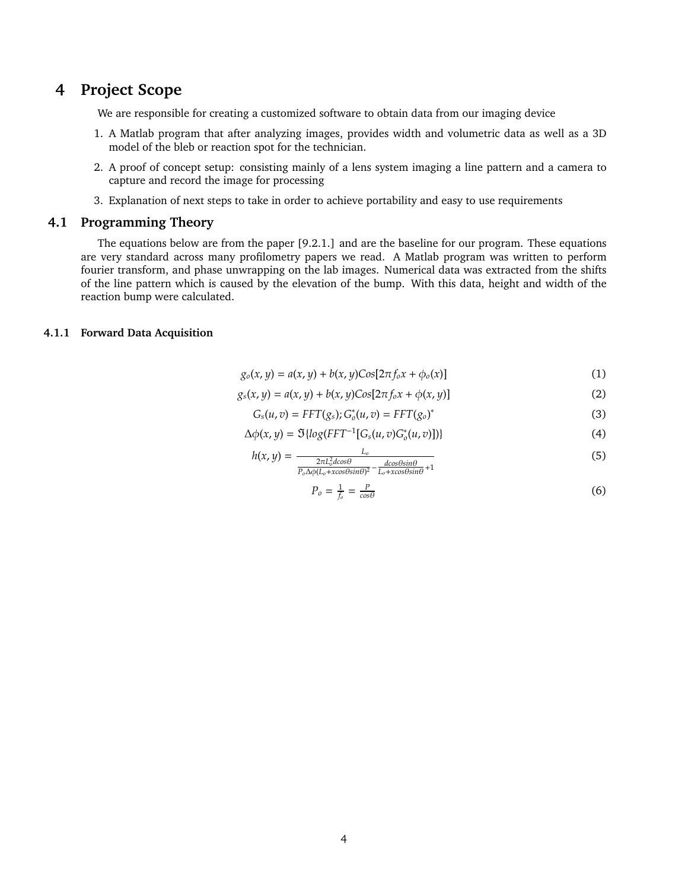# 4 Project Scope

We are responsible for creating a customized software to obtain data from our imaging device

1. A Matlab program that after analyzing images, provides width and volumetric data as well as a 3D model of the bleb or reaction spot for the technician.
2. A proof of concept setup: consisting mainly of a lens system imaging a line pattern and a camera to capture and record the image for processing
3. Explanation of next steps to take in order to achieve portability and easy to use requirements

## 4.1 Programming Theory

The equations below are from the paper [9.2.1.] and are the baseline for our program. These equations are very standard across many profilometry papers we read. A Matlab program was written to perform fourier transform, and phase unwrapping on the lab images. Numerical data was extracted from the shifts of the line pattern which is caused by the elevation of the bump. With this data, height and width of the reaction bump were calculated.

### 4.1.1 Forward Data Acquisition

$$g_o(x,y) = a(x,y) + b(x,y)Cos[2\pi f_o x + \phi_o(x)] \tag{1}$$

$$g_s(x,y) = a(x,y) + b(x,y)Cos[2\pi f_o x + \phi(x,y)] \tag{2}$$

$$G_s(u,v) = FFT(g_s); G_o^*(u,v) = FFT(g_o)^* \tag{3}$$

$$\Delta\phi(x,y) = \Im\{log(FFT^{-1}[G_s(u,v)G_o^*(u,v)])\} \tag{4}$$

$$h(x,y) = \frac{L_o}{\frac{2\pi L_o^2 dcos\theta}{P_o\Delta\phi(L_o + xcos\theta sin\theta)^2} - \frac{dcos\theta sin\theta}{L_o + xcos\theta sin\theta} + 1} \tag{5}$$

$$P_o = \frac{1}{f_o} = \frac{P}{cos\theta} \tag{6}$$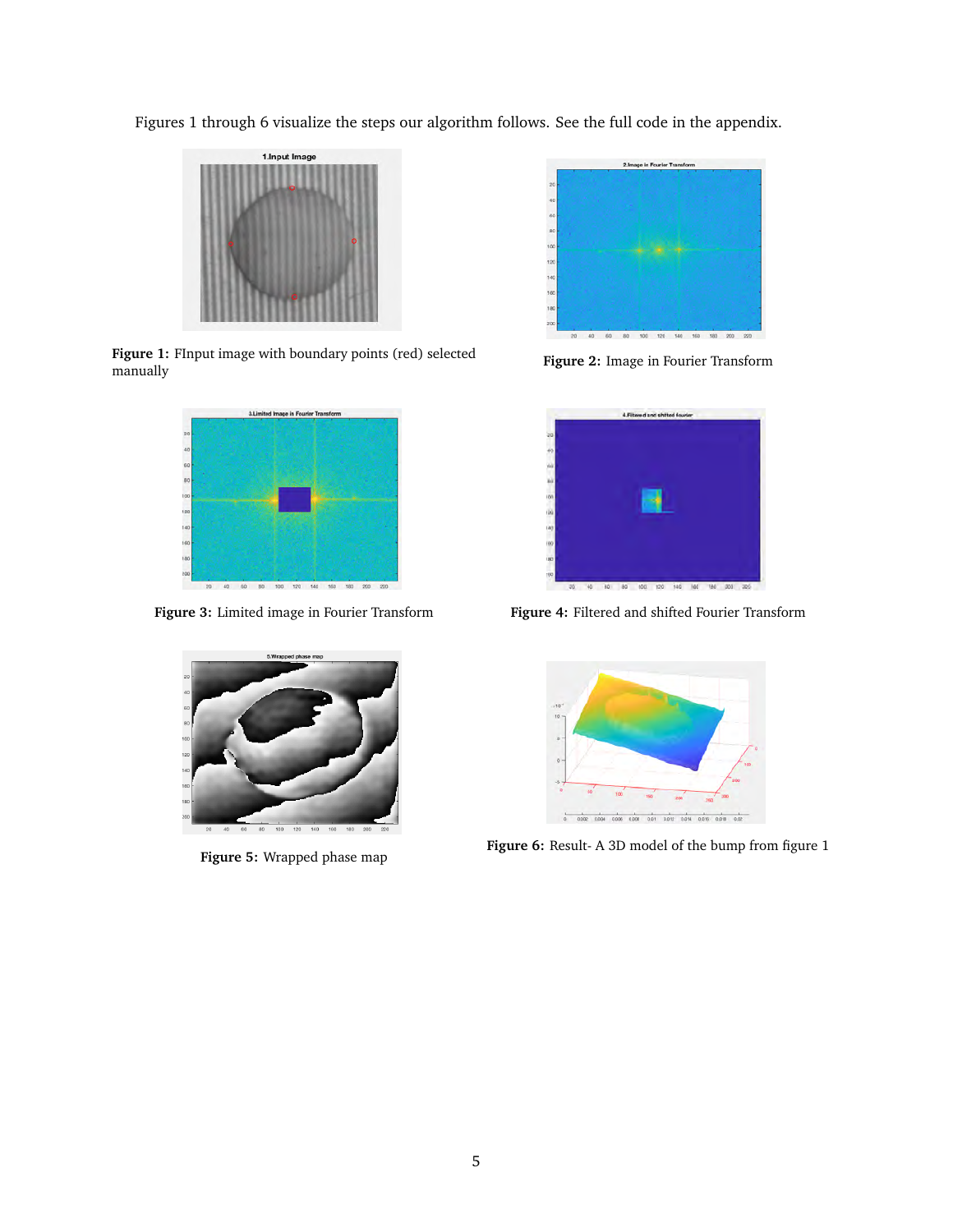Figures 1 through 6 visualize the steps our algorithm follows. See the full code in the appendix.

**Figure 1:** FInput image with boundary points (red) selected manually

**Figure 2:** Image in Fourier Transform

**Figure 3:** Limited image in Fourier Transform

**Figure 4:** Filtered and shifted Fourier Transform

**Figure 5:** Wrapped phase map

**Figure 6:** Result- A 3D model of the bump from figure 1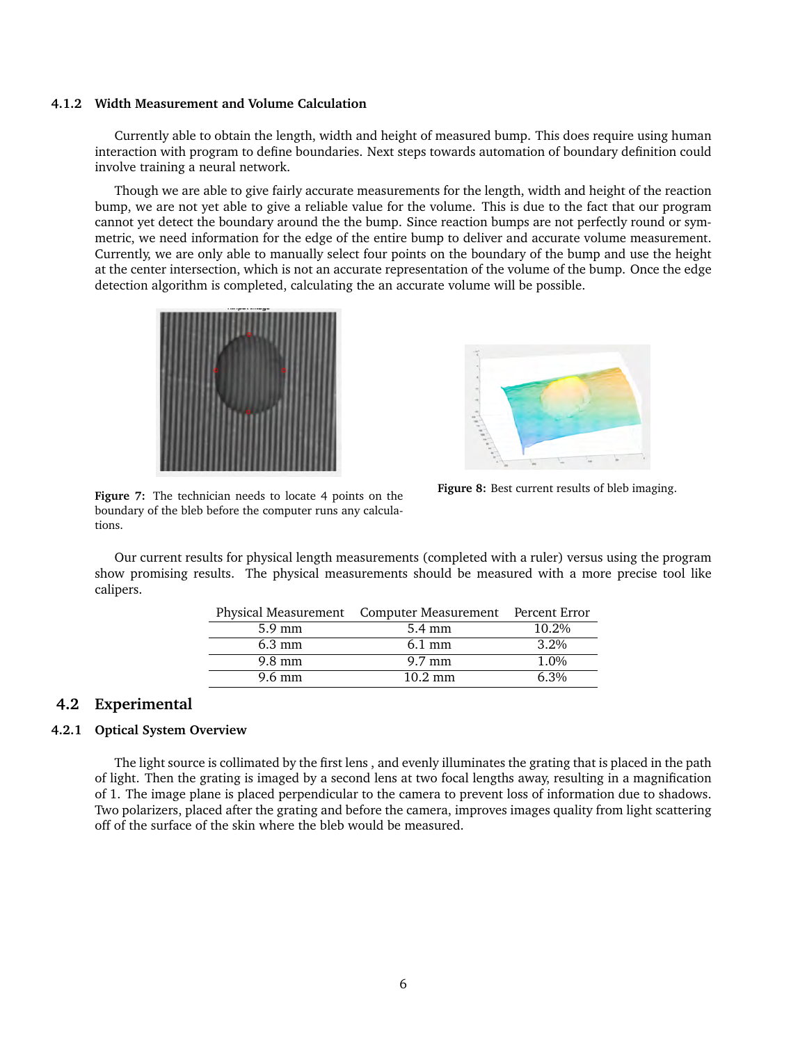#### 4.1.2 Width Measurement and Volume Calculation

Currently able to obtain the length, width and height of measured bump. This does require using human interaction with program to define boundaries. Next steps towards automation of boundary definition could involve training a neural network.

Though we are able to give fairly accurate measurements for the length, width and height of the reaction bump, we are not yet able to give a reliable value for the volume. This is due to the fact that our program cannot yet detect the boundary around the the bump. Since reaction bumps are not perfectly round or symmetric, we need information for the edge of the entire bump to deliver and accurate volume measurement. Currently, we are only able to manually select four points on the boundary of the bump and use the height at the center intersection, which is not an accurate representation of the volume of the bump. Once the edge detection algorithm is completed, calculating the an accurate volume will be possible.

**Figure 7:** The technician needs to locate 4 points on the boundary of the bleb before the computer runs any calculations.

**Figure 8:** Best current results of bleb imaging.

Our current results for physical length measurements (completed with a ruler) versus using the program show promising results. The physical measurements should be measured with a more precise tool like calipers.

| Physical Measurement | Computer Measurement | Percent Error |
|---|---|---|
| 5.9 mm | 5.4 mm | 10.2% |
| 6.3 mm | 6.1 mm | 3.2% |
| 9.8 mm | 9.7 mm | 1.0% |
| 9.6 mm | 10.2 mm | 6.3% |

### 4.2 Experimental

#### 4.2.1 Optical System Overview

The light source is collimated by the first lens , and evenly illuminates the grating that is placed in the path of light. Then the grating is imaged by a second lens at two focal lengths away, resulting in a magnification of 1. The image plane is placed perpendicular to the camera to prevent loss of information due to shadows. Two polarizers, placed after the grating and before the camera, improves images quality from light scattering off of the surface of the skin where the bleb would be measured.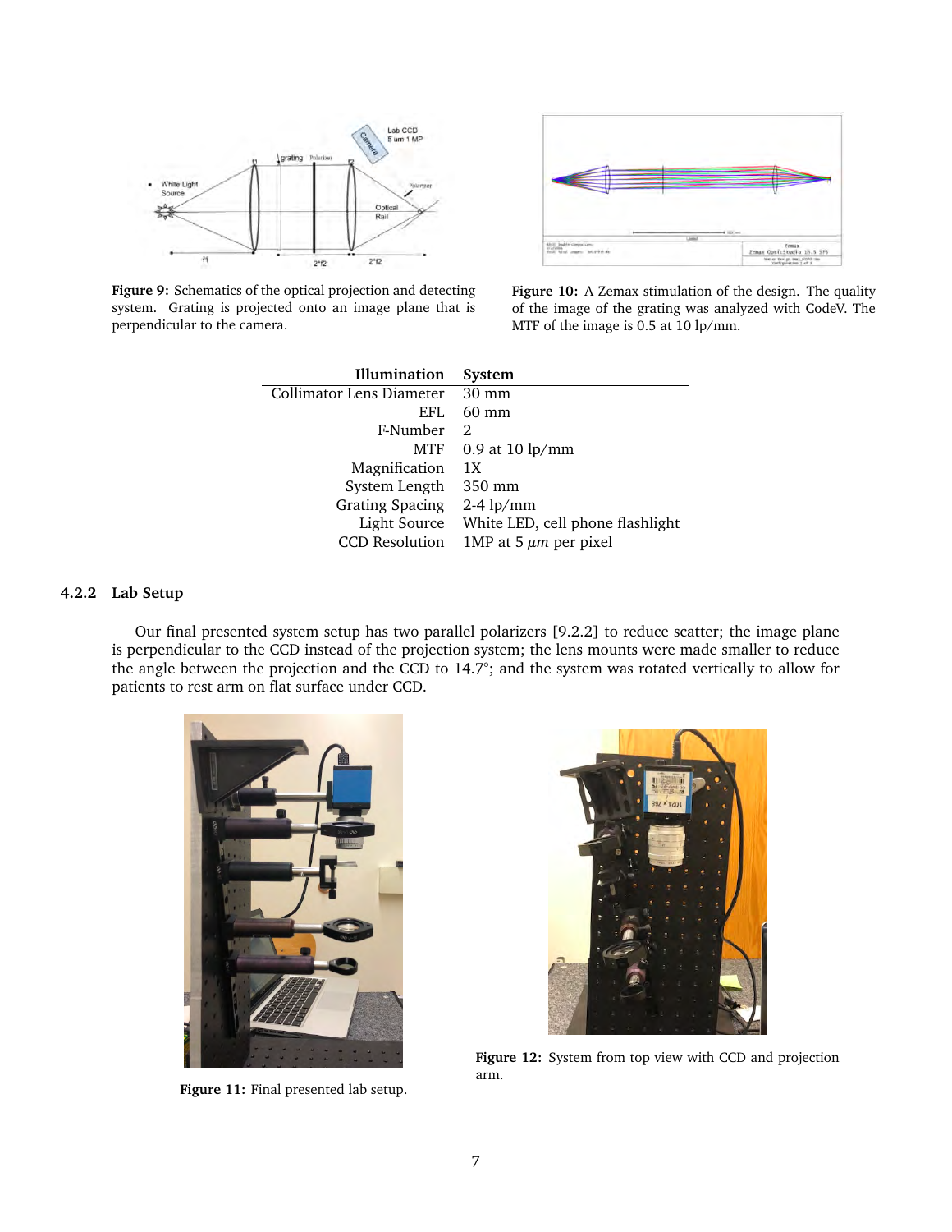Figure 9: Schematics of the optical projection and detecting system. Grating is projected onto an image plane that is perpendicular to the camera.

Figure 10: A Zemax stimulation of the design. The quality of the image of the grating was analyzed with CodeV. The MTF of the image is 0.5 at 10 lp/mm.

| Illumination | System |
|---:|---|
| Collimator Lens Diameter | 30 mm |
| EFL | 60 mm |
| F-Number | 2 |
| MTF | 0.9 at 10 lp/mm |
| Magnification | 1X |
| System Length | 350 mm |
| Grating Spacing | 2-4 lp/mm |
| Light Source | White LED, cell phone flashlight |
| CCD Resolution | 1MP at 5 $\mu m$ per pixel |

### 4.2.2 Lab Setup

Our final presented system setup has two parallel polarizers [9.2.2] to reduce scatter; the image plane is perpendicular to the CCD instead of the projection system; the lens mounts were made smaller to reduce the angle between the projection and the CCD to 14.7°; and the system was rotated vertically to allow for patients to rest arm on flat surface under CCD.

Figure 11: Final presented lab setup.

Figure 12: System from top view with CCD and projection arm.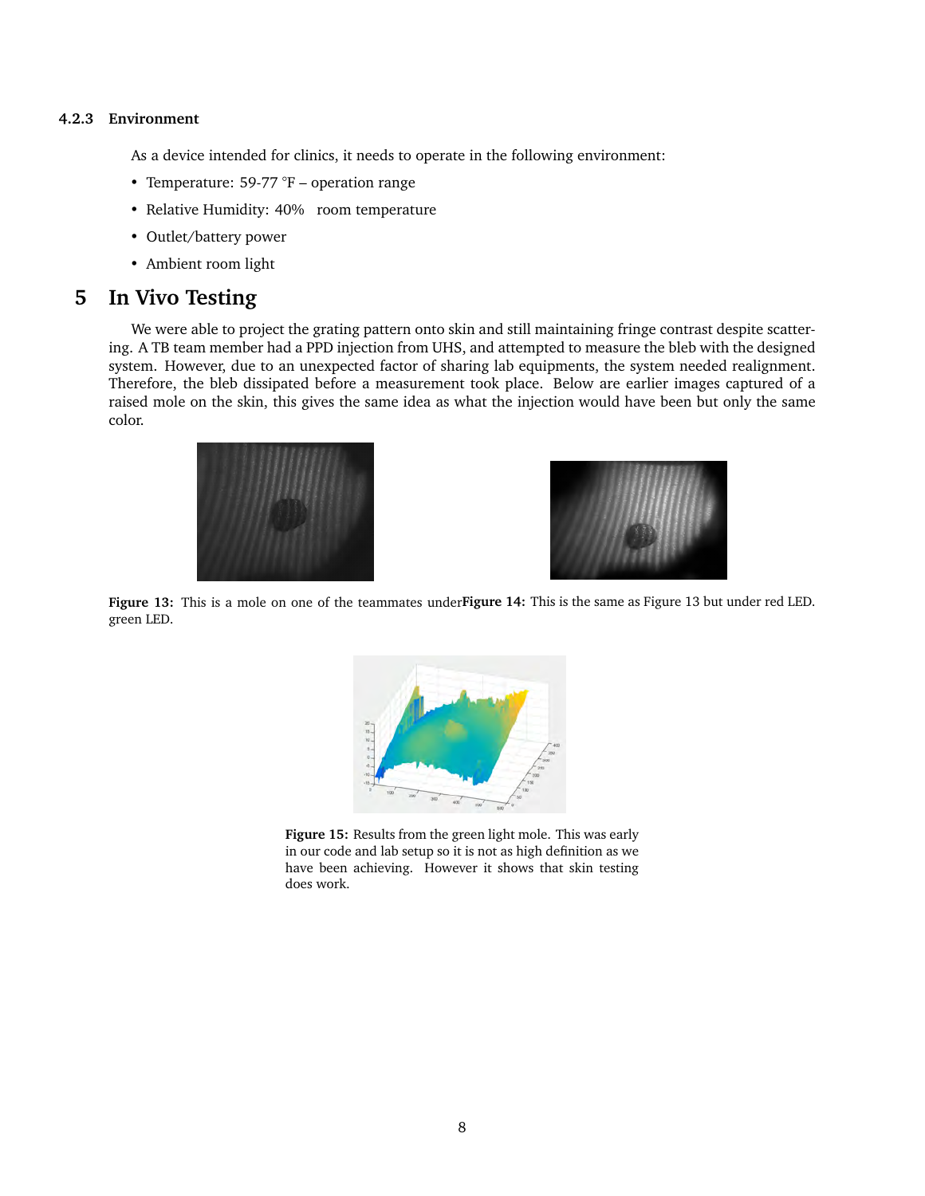#### 4.2.3 Environment

As a device intended for clinics, it needs to operate in the following environment:

- Temperature: 59-77 °F – operation range
- Relative Humidity: 40% room temperature
- Outlet/battery power
- Ambient room light

## 5 In Vivo Testing

We were able to project the grating pattern onto skin and still maintaining fringe contrast despite scattering. A TB team member had a PPD injection from UHS, and attempted to measure the bleb with the designed system. However, due to an unexpected factor of sharing lab equipments, the system needed realignment. Therefore, the bleb dissipated before a measurement took place. Below are earlier images captured of a raised mole on the skin, this gives the same idea as what the injection would have been but only the same color.

**Figure 13:** This is a mole on one of the teammates under green LED.

**Figure 14:** This is the same as Figure 13 but under red LED.

**Figure 15:** Results from the green light mole. This was early in our code and lab setup so it is not as high definition as we have been achieving. However it shows that skin testing does work.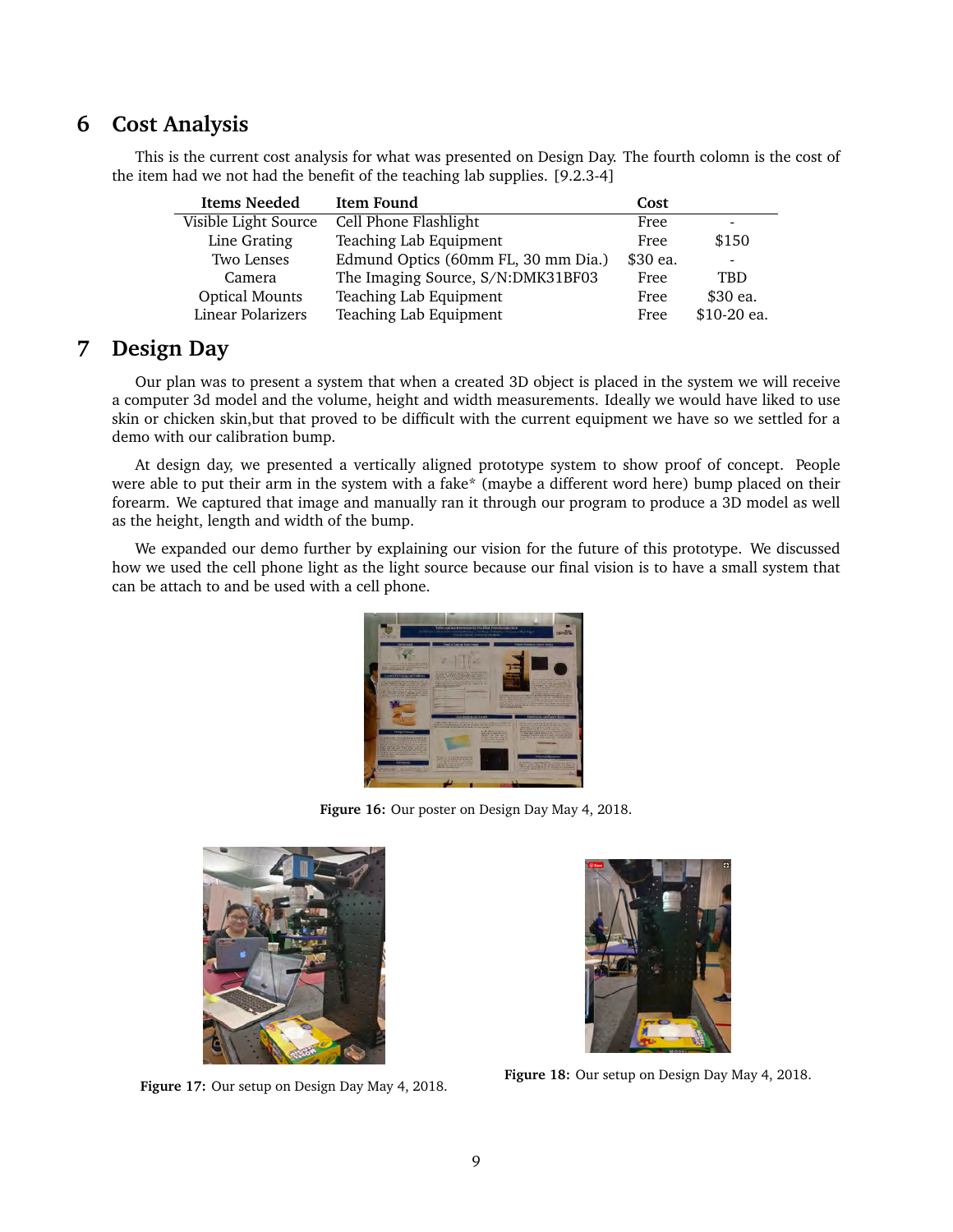## 6 Cost Analysis

This is the current cost analysis for what was presented on Design Day. The fourth colomn is the cost of the item had we not had the benefit of the teaching lab supplies. [9.2.3-4]

| Items Needed | Item Found | Cost | |
|---|---|---|---|
| Visible Light Source | Cell Phone Flashlight | Free | - |
| Line Grating | Teaching Lab Equipment | Free | $150 |
| Two Lenses | Edmund Optics (60mm FL, 30 mm Dia.) | $30 ea. | - |
| Camera | The Imaging Source, S/N:DMK31BF03 | Free | TBD |
| Optical Mounts | Teaching Lab Equipment | Free | $30 ea. |
| Linear Polarizers | Teaching Lab Equipment | Free | $10-20 ea. |

## 7 Design Day

Our plan was to present a system that when a created 3D object is placed in the system we will receive a computer 3d model and the volume, height and width measurements. Ideally we would have liked to use skin or chicken skin,but that proved to be difficult with the current equipment we have so we settled for a demo with our calibration bump.

At design day, we presented a vertically aligned prototype system to show proof of concept. People were able to put their arm in the system with a fake* (maybe a different word here) bump placed on their forearm. We captured that image and manually ran it through our program to produce a 3D model as well as the height, length and width of the bump.

We expanded our demo further by explaining our vision for the future of this prototype. We discussed how we used the cell phone light as the light source because our final vision is to have a small system that can be attach to and be used with a cell phone.

**Figure 16:** Our poster on Design Day May 4, 2018.

**Figure 17:** Our setup on Design Day May 4, 2018.

**Figure 18:** Our setup on Design Day May 4, 2018.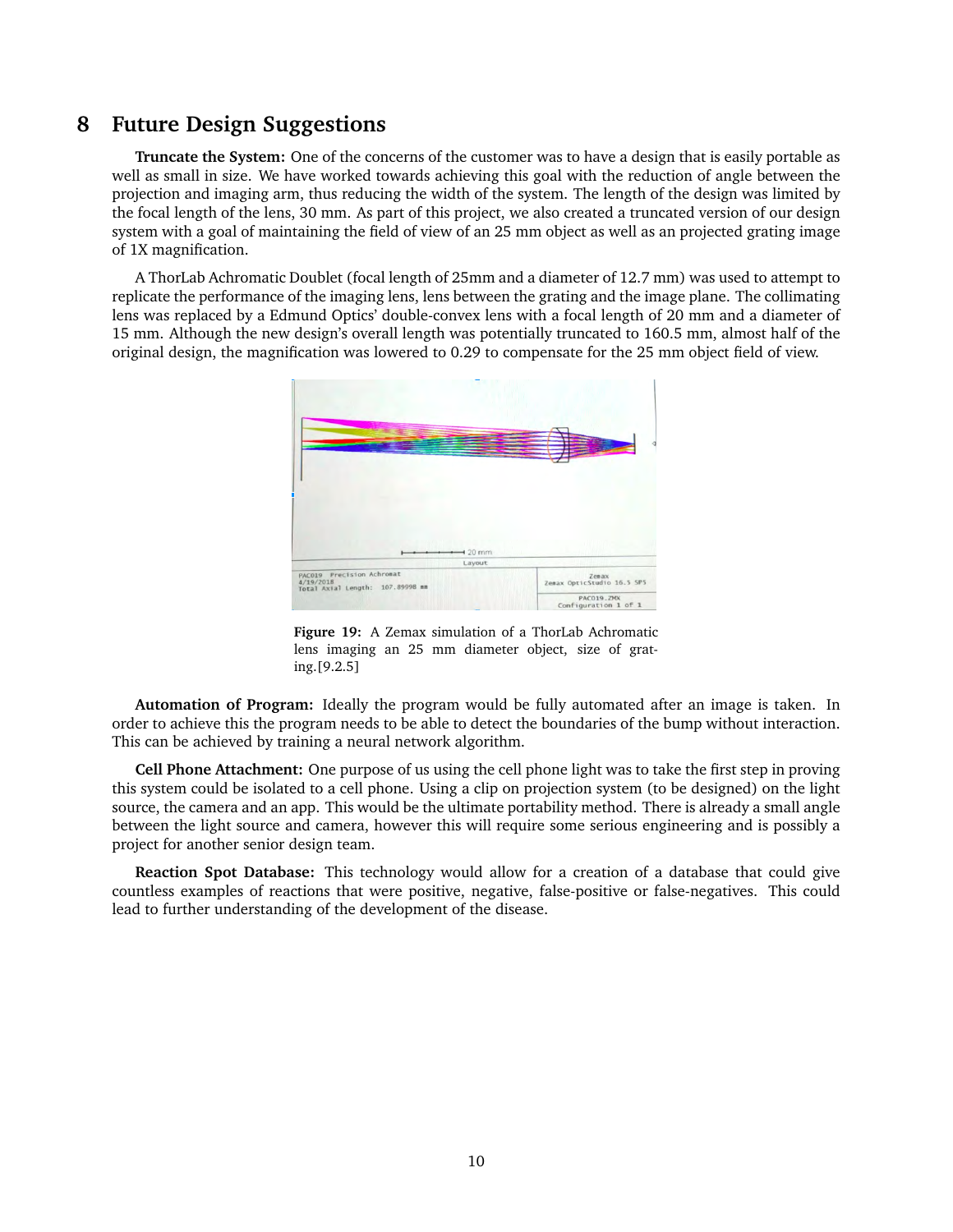## 8 Future Design Suggestions

**Truncate the System:** One of the concerns of the customer was to have a design that is easily portable as well as small in size. We have worked towards achieving this goal with the reduction of angle between the projection and imaging arm, thus reducing the width of the system. The length of the design was limited by the focal length of the lens, 30 mm. As part of this project, we also created a truncated version of our design system with a goal of maintaining the field of view of an 25 mm object as well as an projected grating image of 1X magnification.

A ThorLab Achromatic Doublet (focal length of 25mm and a diameter of 12.7 mm) was used to attempt to replicate the performance of the imaging lens, lens between the grating and the image plane. The collimating lens was replaced by a Edmund Optics' double-convex lens with a focal length of 20 mm and a diameter of 15 mm. Although the new design's overall length was potentially truncated to 160.5 mm, almost half of the original design, the magnification was lowered to 0.29 to compensate for the 25 mm object field of view.

**Figure 19:** A Zemax simulation of a ThorLab Achromatic lens imaging an 25 mm diameter object, size of grating.[9.2.5]

**Automation of Program:** Ideally the program would be fully automated after an image is taken. In order to achieve this the program needs to be able to detect the boundaries of the bump without interaction. This can be achieved by training a neural network algorithm.

**Cell Phone Attachment:** One purpose of us using the cell phone light was to take the first step in proving this system could be isolated to a cell phone. Using a clip on projection system (to be designed) on the light source, the camera and an app. This would be the ultimate portability method. There is already a small angle between the light source and camera, however this will require some serious engineering and is possibly a project for another senior design team.

**Reaction Spot Database:** This technology would allow for a creation of a database that could give countless examples of reactions that were positive, negative, false-positive or false-negatives. This could lead to further understanding of the development of the disease.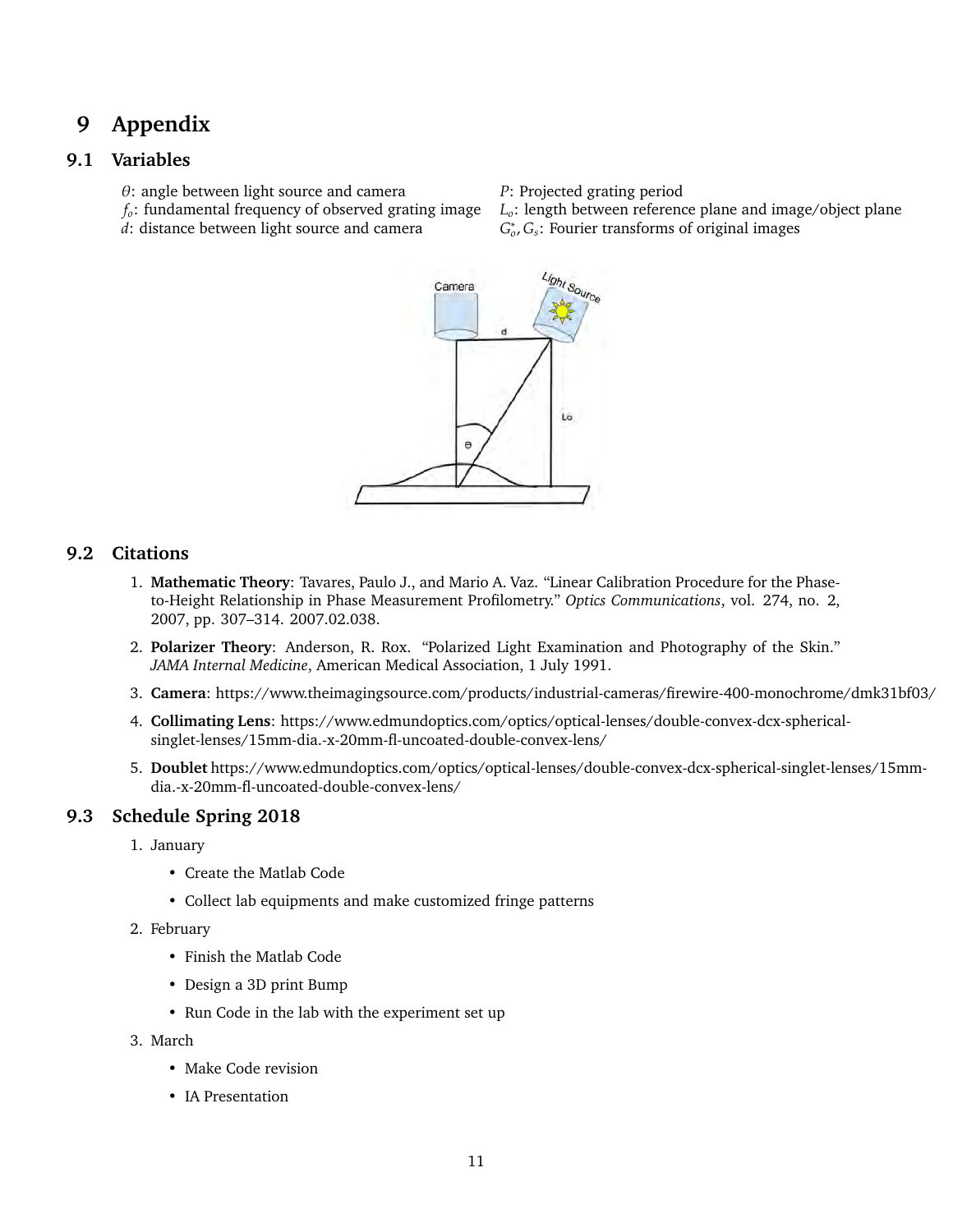# 9 Appendix

## 9.1 Variables

$\theta$: angle between light source and camera

$f_o$: fundamental frequency of observed grating image

$d$: distance between light source and camera

$P$: Projected grating period

$L_o$: length between reference plane and image/object plane

$G_o^*, G_s$: Fourier transforms of original images

## 9.2 Citations

1. **Mathematic Theory**: Tavares, Paulo J., and Mario A. Vaz. "Linear Calibration Procedure for the Phase-to-Height Relationship in Phase Measurement Profilometry." *Optics Communications*, vol. 274, no. 2, 2007, pp. 307–314. 2007.02.038.
2. **Polarizer Theory**: Anderson, R. Rox. "Polarized Light Examination and Photography of the Skin." *JAMA Internal Medicine*, American Medical Association, 1 July 1991.
3. **Camera**: https://www.theimagingsource.com/products/industrial-cameras/firewire-400-monochrome/dmk31bf03/
4. **Collimating Lens**: https://www.edmundoptics.com/optics/optical-lenses/double-convex-dcx-spherical-singlet-lenses/15mm-dia.-x-20mm-fl-uncoated-double-convex-lens/
5. **Doublet** https://www.edmundoptics.com/optics/optical-lenses/double-convex-dcx-spherical-singlet-lenses/15mm-dia.-x-20mm-fl-uncoated-double-convex-lens/

## 9.3 Schedule Spring 2018

1. January
   - Create the Matlab Code
   - Collect lab equipments and make customized fringe patterns
2. February
   - Finish the Matlab Code
   - Design a 3D print Bump
   - Run Code in the lab with the experiment set up
3. March
   - Make Code revision
   - IA Presentation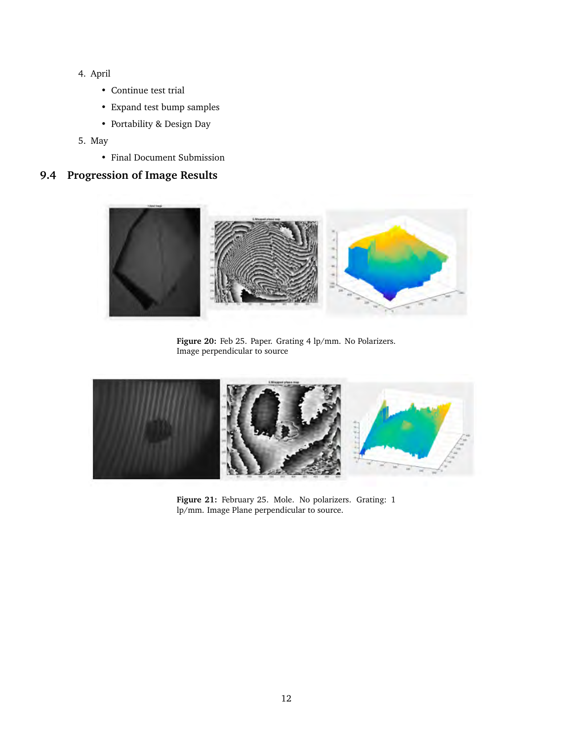4. April
    - Continue test trial
    - Expand test bump samples
    - Portability & Design Day
5. May
    - Final Document Submission

## 9.4 Progression of Image Results

**Figure 20:** Feb 25. Paper. Grating 4 lp/mm. No Polarizers. Image perpendicular to source

**Figure 21:** February 25. Mole. No polarizers. Grating: 1 lp/mm. Image Plane perpendicular to source.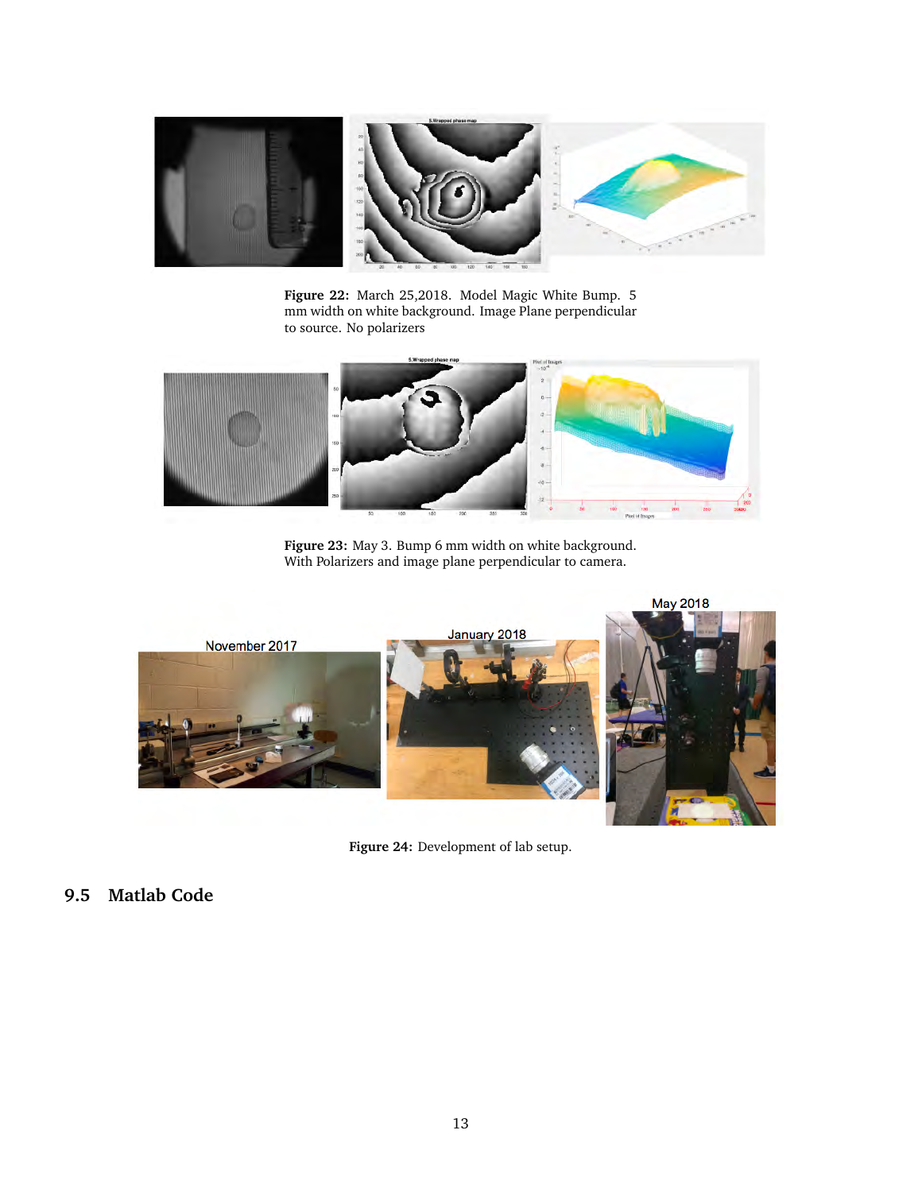**Figure 22:** March 25,2018. Model Magic White Bump. 5 mm width on white background. Image Plane perpendicular to source. No polarizers

**Figure 23:** May 3. Bump 6 mm width on white background. With Polarizers and image plane perpendicular to camera.

**Figure 24:** Development of lab setup.

## 9.5 Matlab Code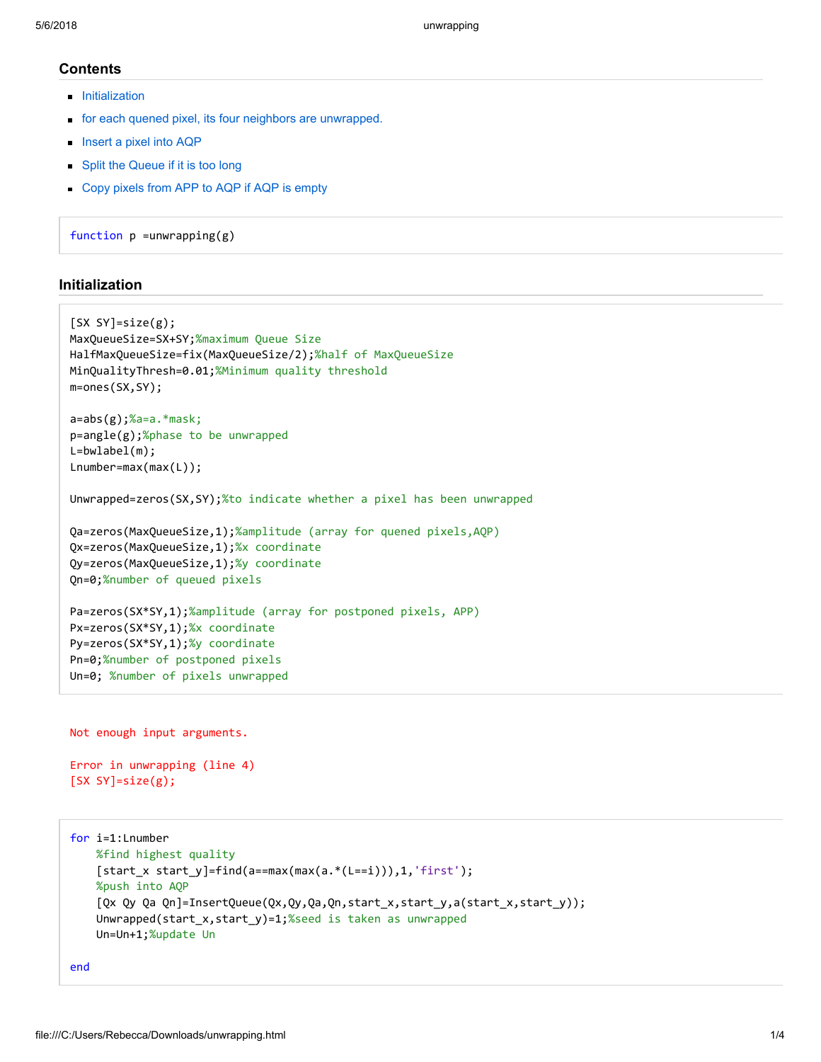## Contents

- Initialization
- for each quened pixel, its four neighbors are unwrapped.
- Insert a pixel into AQP
- Split the Queue if it is too long
- Copy pixels from APP to AQP if AQP is empty

```
function p =unwrapping(g)
```

## Initialization

```
[SX SY]=size(g);
MaxQueueSize=SX+SY;%maximum Queue Size
HalfMaxQueueSize=fix(MaxQueueSize/2);%half of MaxQueueSize
MinQualityThresh=0.01;%Minimum quality threshold
m=ones(SX,SY);

a=abs(g);%a=a.*mask;
p=angle(g);%phase to be unwrapped
L=bwlabel(m);
Lnumber=max(max(L));

Unwrapped=zeros(SX,SY);%to indicate whether a pixel has been unwrapped

Qa=zeros(MaxQueueSize,1);%amplitude (array for quened pixels,AQP)
Qx=zeros(MaxQueueSize,1);%x coordinate
Qy=zeros(MaxQueueSize,1);%y coordinate
Qn=0;%number of queued pixels

Pa=zeros(SX*SY,1);%amplitude (array for postponed pixels, APP)
Px=zeros(SX*SY,1);%x coordinate
Py=zeros(SX*SY,1);%y coordinate
Pn=0;%number of postponed pixels
Un=0; %number of pixels unwrapped
```

```
Not enough input arguments.

Error in unwrapping (line 4)
[SX SY]=size(g);
```

```
for i=1:Lnumber
    %find highest quality
    [start_x start_y]=find(a==max(max(a.*(L==i))),1,'first');
    %push into AQP
    [Qx Qy Qa Qn]=InsertQueue(Qx,Qy,Qa,Qn,start_x,start_y,a(start_x,start_y));
    Unwrapped(start_x,start_y)=1;%seed is taken as unwrapped
    Un=Un+1;%update Un

end
```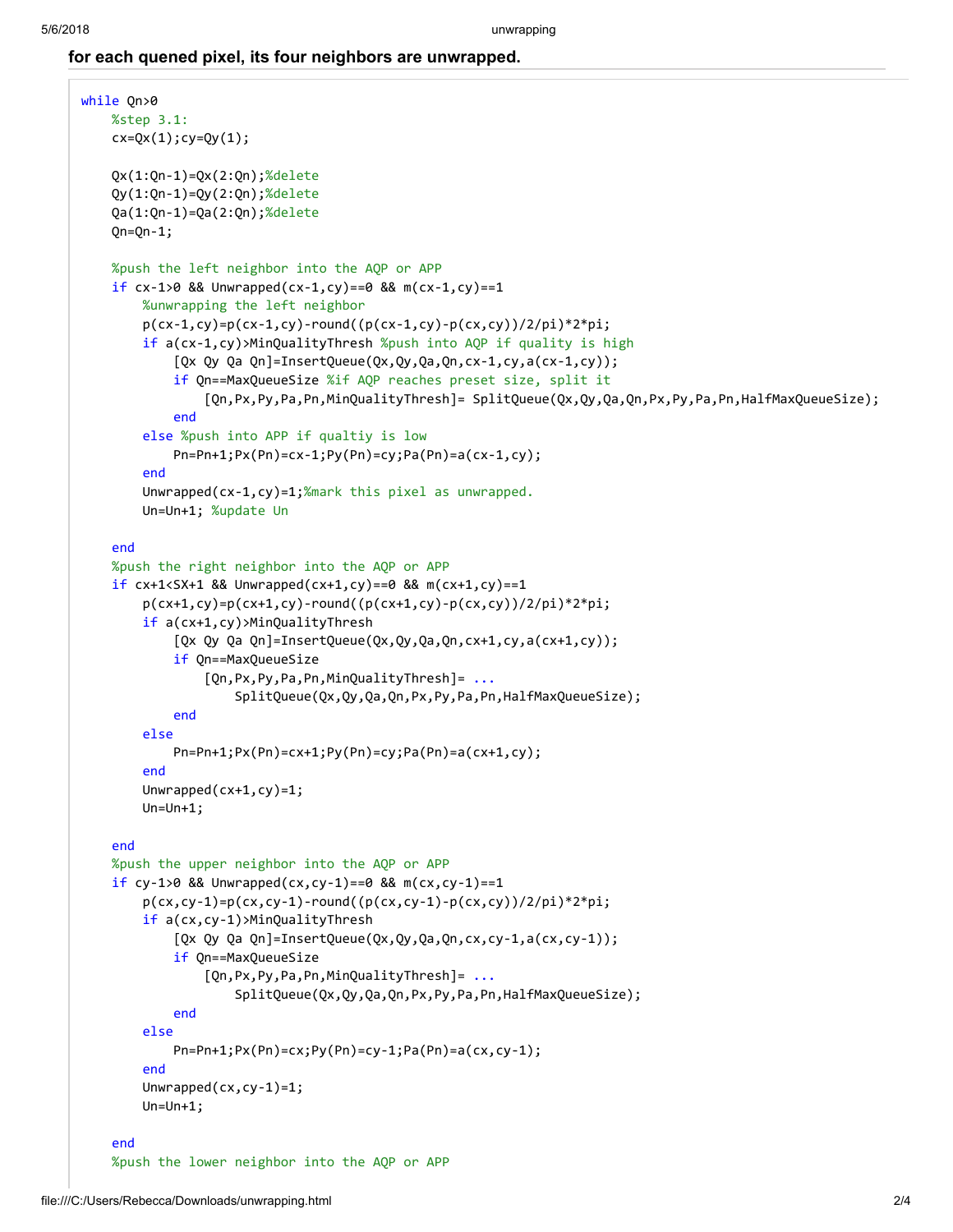**for each quened pixel, its four neighbors are unwrapped.**

```
while Qn>0
    %step 3.1:
    cx=Qx(1);cy=Qy(1);

    Qx(1:Qn-1)=Qx(2:Qn);%delete
    Qy(1:Qn-1)=Qy(2:Qn);%delete
    Qa(1:Qn-1)=Qa(2:Qn);%delete
    Qn=Qn-1;

    %push the left neighbor into the AQP or APP
    if cx-1>0 && Unwrapped(cx-1,cy)==0 && m(cx-1,cy)==1
        %unwrapping the left neighbor
        p(cx-1,cy)=p(cx-1,cy)-round((p(cx-1,cy)-p(cx,cy))/2/pi)*2*pi;
        if a(cx-1,cy)>MinQualityThresh %push into AQP if quality is high
            [Qx Qy Qa Qn]=InsertQueue(Qx,Qy,Qa,Qn,cx-1,cy,a(cx-1,cy));
            if Qn==MaxQueueSize %if AQP reaches preset size, split it
                [Qn,Px,Py,Pa,Pn,MinQualityThresh]= SplitQueue(Qx,Qy,Qa,Qn,Px,Py,Pa,Pn,HalfMaxQueueSize);
            end
        else %push into APP if qualtiy is low
            Pn=Pn+1;Px(Pn)=cx-1;Py(Pn)=cy;Pa(Pn)=a(cx-1,cy);
        end
        Unwrapped(cx-1,cy)=1;%mark this pixel as unwrapped.
        Un=Un+1; %update Un

    end
    %push the right neighbor into the AQP or APP
    if cx+1<SX+1 && Unwrapped(cx+1,cy)==0 && m(cx+1,cy)==1
        p(cx+1,cy)=p(cx+1,cy)-round((p(cx+1,cy)-p(cx,cy))/2/pi)*2*pi;
        if a(cx+1,cy)>MinQualityThresh
            [Qx Qy Qa Qn]=InsertQueue(Qx,Qy,Qa,Qn,cx+1,cy,a(cx+1,cy));
            if Qn==MaxQueueSize
                [Qn,Px,Py,Pa,Pn,MinQualityThresh]= ...
                    SplitQueue(Qx,Qy,Qa,Qn,Px,Py,Pa,Pn,HalfMaxQueueSize);
            end
        else
            Pn=Pn+1;Px(Pn)=cx+1;Py(Pn)=cy;Pa(Pn)=a(cx+1,cy);
        end
        Unwrapped(cx+1,cy)=1;
        Un=Un+1;

    end
    %push the upper neighbor into the AQP or APP
    if cy-1>0 && Unwrapped(cx,cy-1)==0 && m(cx,cy-1)==1
        p(cx,cy-1)=p(cx,cy-1)-round((p(cx,cy-1)-p(cx,cy))/2/pi)*2*pi;
        if a(cx,cy-1)>MinQualityThresh
            [Qx Qy Qa Qn]=InsertQueue(Qx,Qy,Qa,Qn,cx,cy-1,a(cx,cy-1));
            if Qn==MaxQueueSize
                [Qn,Px,Py,Pa,Pn,MinQualityThresh]= ...
                    SplitQueue(Qx,Qy,Qa,Qn,Px,Py,Pa,Pn,HalfMaxQueueSize);
            end
        else
            Pn=Pn+1;Px(Pn)=cx;Py(Pn)=cy-1;Pa(Pn)=a(cx,cy-1);
        end
        Unwrapped(cx,cy-1)=1;
        Un=Un+1;

    end
    %push the lower neighbor into the AQP or APP
```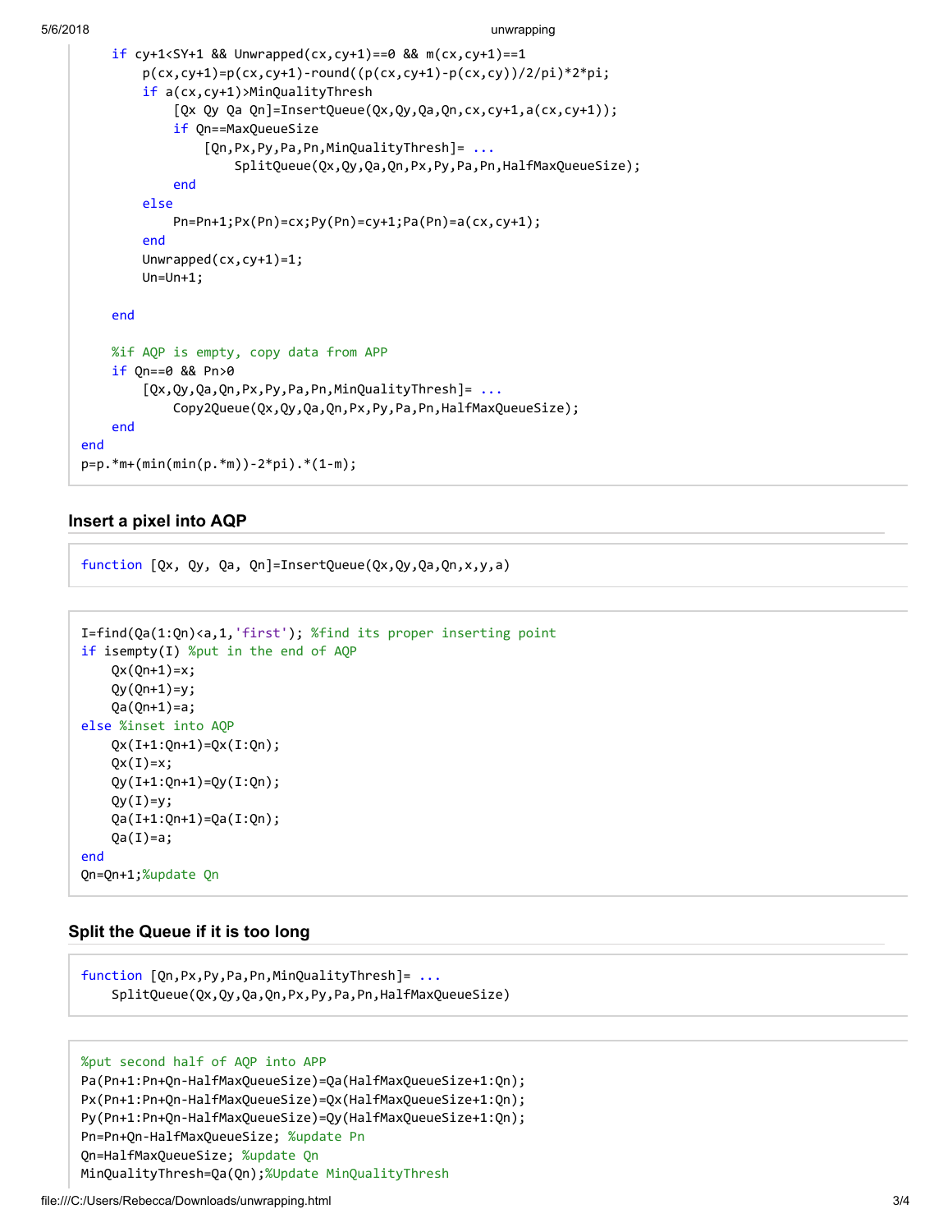```
    if cy+1<SY+1 && Unwrapped(cx,cy+1)==0 && m(cx,cy+1)==1
        p(cx,cy+1)=p(cx,cy+1)-round((p(cx,cy+1)-p(cx,cy))/2/pi)*2*pi;
        if a(cx,cy+1)>MinQualityThresh
            [Qx Qy Qa Qn]=InsertQueue(Qx,Qy,Qa,Qn,cx,cy+1,a(cx,cy+1));
            if Qn==MaxQueueSize
                [Qn,Px,Py,Pa,Pn,MinQualityThresh]= ...
                    SplitQueue(Qx,Qy,Qa,Qn,Px,Py,Pa,Pn,HalfMaxQueueSize);
            end
        else
            Pn=Pn+1;Px(Pn)=cx;Py(Pn)=cy+1;Pa(Pn)=a(cx,cy+1);
        end
        Unwrapped(cx,cy+1)=1;
        Un=Un+1;

    end

    %if AQP is empty, copy data from APP
    if Qn==0 && Pn>0
        [Qx,Qy,Qa,Qn,Px,Py,Pa,Pn,MinQualityThresh]= ...
            Copy2Queue(Qx,Qy,Qa,Qn,Px,Py,Pa,Pn,HalfMaxQueueSize);
    end
end
p=p.*m+(min(min(p.*m))-2*pi).*(1-m);
```

### Insert a pixel into AQP

```
function [Qx, Qy, Qa, Qn]=InsertQueue(Qx,Qy,Qa,Qn,x,y,a)
```

```
I=find(Qa(1:Qn)<a,1,'first'); %find its proper inserting point
if isempty(I) %put in the end of AQP
    Qx(Qn+1)=x;
    Qy(Qn+1)=y;
    Qa(Qn+1)=a;
else %inset into AQP
    Qx(I+1:Qn+1)=Qx(I:Qn);
    Qx(I)=x;
    Qy(I+1:Qn+1)=Qy(I:Qn);
    Qy(I)=y;
    Qa(I+1:Qn+1)=Qa(I:Qn);
    Qa(I)=a;
end
Qn=Qn+1;%update Qn
```

### Split the Queue if it is too long

```
function [Qn,Px,Py,Pa,Pn,MinQualityThresh]= ...
    SplitQueue(Qx,Qy,Qa,Qn,Px,Py,Pa,Pn,HalfMaxQueueSize)
```

```
%put second half of AQP into APP
Pa(Pn+1:Pn+Qn-HalfMaxQueueSize)=Qa(HalfMaxQueueSize+1:Qn);
Px(Pn+1:Pn+Qn-HalfMaxQueueSize)=Qx(HalfMaxQueueSize+1:Qn);
Py(Pn+1:Pn+Qn-HalfMaxQueueSize)=Qy(HalfMaxQueueSize+1:Qn);
Pn=Pn+Qn-HalfMaxQueueSize; %update Pn
Qn=HalfMaxQueueSize; %update Qn
MinQualityThresh=Qa(Qn);%Update MinQualityThresh
```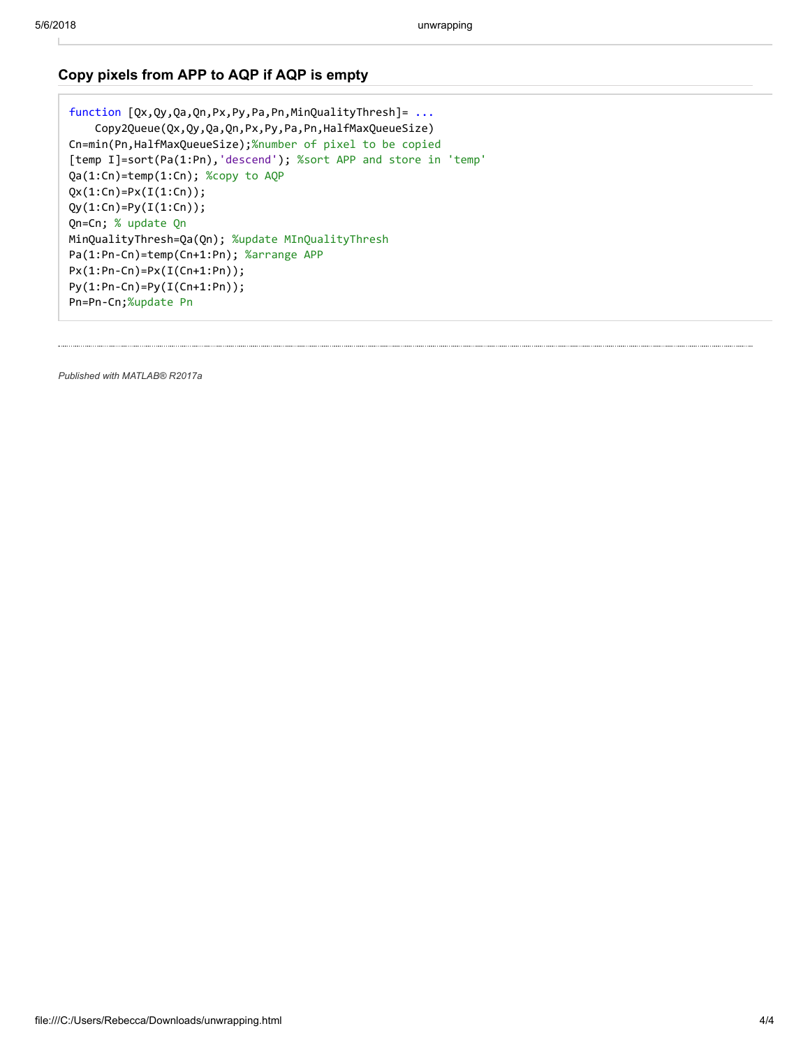## Copy pixels from APP to AQP if AQP is empty

```
function [Qx,Qy,Qa,Qn,Px,Py,Pa,Pn,MinQualityThresh]= ...
    Copy2Queue(Qx,Qy,Qa,Qn,Px,Py,Pa,Pn,HalfMaxQueueSize)
Cn=min(Pn,HalfMaxQueueSize);%number of pixel to be copied
[temp I]=sort(Pa(1:Pn),'descend'); %sort APP and store in 'temp'
Qa(1:Cn)=temp(1:Cn); %copy to AQP
Qx(1:Cn)=Px(I(1:Cn));
Qy(1:Cn)=Py(I(1:Cn));
Qn=Cn; % update Qn
MinQualityThresh=Qa(Qn); %update MInQualityThresh
Pa(1:Pn-Cn)=temp(Cn+1:Pn); %arrange APP
Px(1:Pn-Cn)=Px(I(Cn+1:Pn));
Py(1:Pn-Cn)=Py(I(Cn+1:Pn));
Pn=Pn-Cn;%update Pn
```

*Published with MATLAB® R2017a*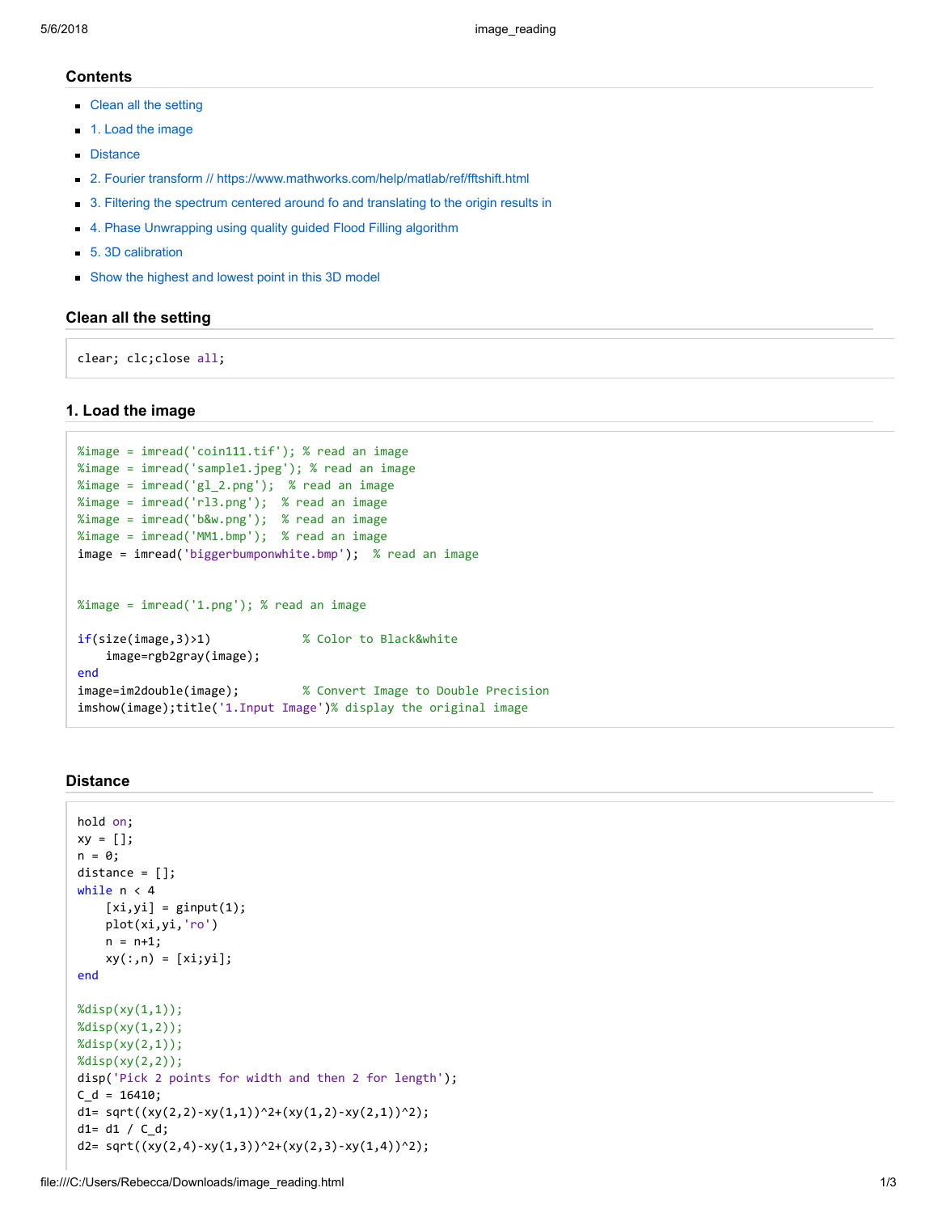## Contents

- Clean all the setting
- 1. Load the image
- Distance
- 2. Fourier transform // https://www.mathworks.com/help/matlab/ref/fftshift.html
- 3. Filtering the spectrum centered around fo and translating to the origin results in
- 4. Phase Unwrapping using quality guided Flood Filling algorithm
- 5. 3D calibration
- Show the highest and lowest point in this 3D model

## Clean all the setting

```
clear; clc;close all;
```

## 1. Load the image

```
%image = imread('coin111.tif'); % read an image
%image = imread('sample1.jpeg'); % read an image
%image = imread('gl_2.png');  % read an image
%image = imread('rl3.png');  % read an image
%image = imread('b&w.png');  % read an image
%image = imread('MM1.bmp');  % read an image
image = imread('biggerbumponwhite.bmp');  % read an image


%image = imread('1.png'); % read an image

if(size(image,3)>1)             % Color to Black&white
    image=rgb2gray(image);
end
image=im2double(image);         % Convert Image to Double Precision
imshow(image);title('1.Input Image')% display the original image
```

## Distance

```
hold on;
xy = [];
n = 0;
distance = [];
while n < 4
    [xi,yi] = ginput(1);
    plot(xi,yi,'ro')
    n = n+1;
    xy(:,n) = [xi;yi];
end

%disp(xy(1,1));
%disp(xy(1,2));
%disp(xy(2,1));
%disp(xy(2,2));
disp('Pick 2 points for width and then 2 for length');
C_d = 16410;
d1= sqrt((xy(2,2)-xy(1,1))^2+(xy(1,2)-xy(2,1))^2);
d1= d1 / C_d;
d2= sqrt((xy(2,4)-xy(1,3))^2+(xy(2,3)-xy(1,4))^2);
```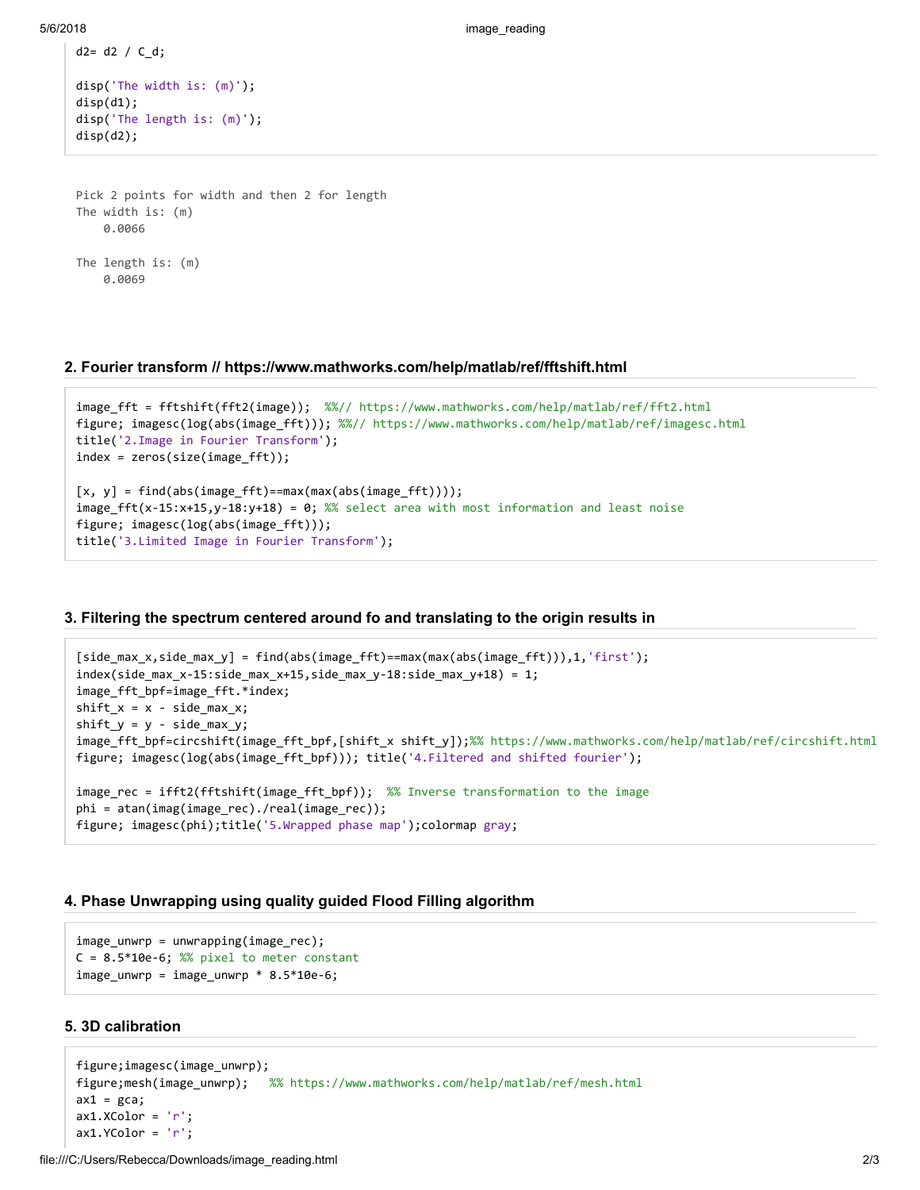```
d2= d2 / C_d;

disp('The width is: (m)');
disp(d1);
disp('The length is: (m)');
disp(d2);
```

```
Pick 2 points for width and then 2 for length
The width is: (m)
    0.0066

The length is: (m)
    0.0069
```

## 2. Fourier transform // https://www.mathworks.com/help/matlab/ref/fftshift.html

```
image_fft = fftshift(fft2(image));  %%// https://www.mathworks.com/help/matlab/ref/fft2.html
figure; imagesc(log(abs(image_fft))); %%// https://www.mathworks.com/help/matlab/ref/imagesc.html
title('2.Image in Fourier Transform');
index = zeros(size(image_fft));

[x, y] = find(abs(image_fft)==max(max(abs(image_fft))));
image_fft(x-15:x+15,y-18:y+18) = 0; %% select area with most information and least noise
figure; imagesc(log(abs(image_fft)));
title('3.Limited Image in Fourier Transform');
```

## 3. Filtering the spectrum centered around fo and translating to the origin results in

```
[side_max_x,side_max_y] = find(abs(image_fft)==max(max(abs(image_fft))),1,'first');
index(side_max_x-15:side_max_x+15,side_max_y-18:side_max_y+18) = 1;
image_fft_bpf=image_fft.*index;
shift_x = x - side_max_x;
shift_y = y - side_max_y;
image_fft_bpf=circshift(image_fft_bpf,[shift_x shift_y]);%% https://www.mathworks.com/help/matlab/ref/circshift.html
figure; imagesc(log(abs(image_fft_bpf))); title('4.Filtered and shifted fourier');

image_rec = ifft2(fftshift(image_fft_bpf));  %% Inverse transformation to the image
phi = atan(imag(image_rec)./real(image_rec));
figure; imagesc(phi);title('5.Wrapped phase map');colormap gray;
```

## 4. Phase Unwrapping using quality guided Flood Filling algorithm

```
image_unwrp = unwrapping(image_rec);
C = 8.5*10e-6; %% pixel to meter constant
image_unwrp = image_unwrp * 8.5*10e-6;
```

## 5. 3D calibration

```
figure;imagesc(image_unwrp);
figure;mesh(image_unwrp);   %% https://www.mathworks.com/help/matlab/ref/mesh.html
ax1 = gca;
ax1.XColor = 'r';
ax1.YColor = 'r';
```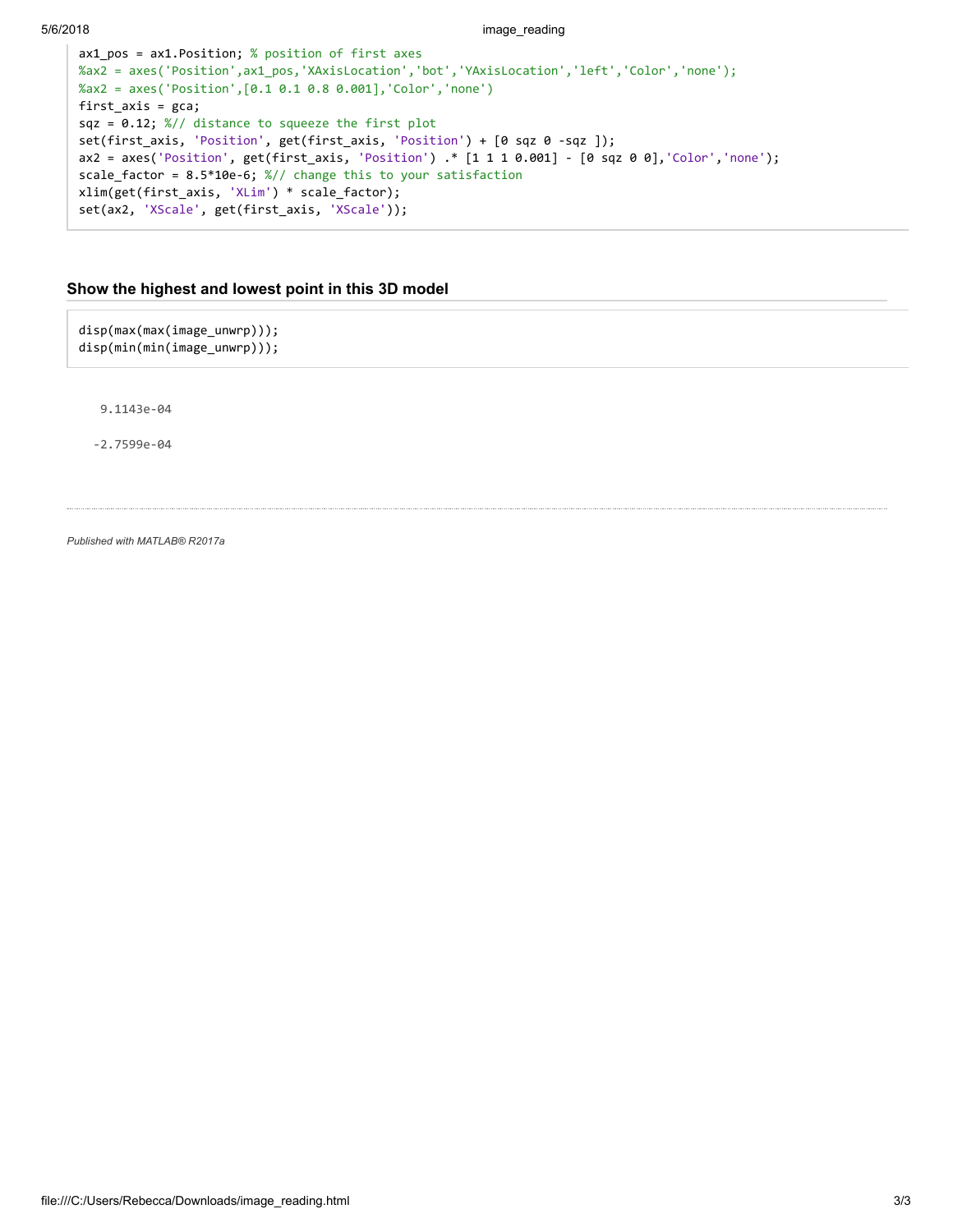```
ax1_pos = ax1.Position; % position of first axes
%ax2 = axes('Position',ax1_pos,'XAxisLocation','bot','YAxisLocation','left','Color','none');
%ax2 = axes('Position',[0.1 0.1 0.8 0.001],'Color','none')
first_axis = gca;
sqz = 0.12; %// distance to squeeze the first plot
set(first_axis, 'Position', get(first_axis, 'Position') + [0 sqz 0 -sqz ]);
ax2 = axes('Position', get(first_axis, 'Position') .* [1 1 1 0.001] - [0 sqz 0 0],'Color','none');
scale_factor = 8.5*10e-6; %// change this to your satisfaction
xlim(get(first_axis, 'XLim') * scale_factor);
set(ax2, 'XScale', get(first_axis, 'XScale'));
```

## Show the highest and lowest point in this 3D model

```
disp(max(max(image_unwrp)));
disp(min(min(image_unwrp)));
```

```
   9.1143e-04

  -2.7599e-04
```

*Published with MATLAB® R2017a*